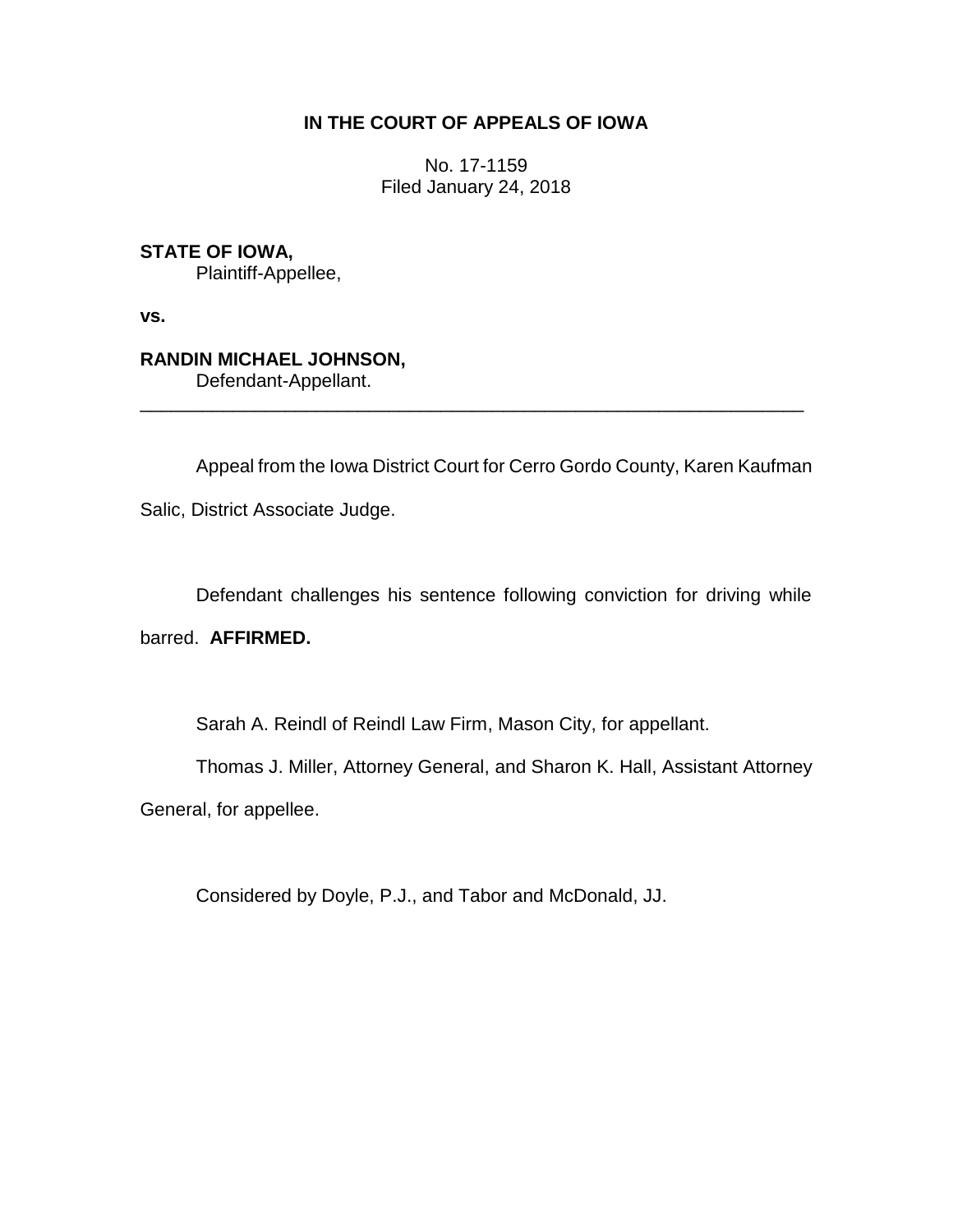**IN THE COURT OF APPEALS OF IOWA**

No. 17-1159
Filed January 24, 2018

**STATE OF IOWA,**
Plaintiff-Appellee,

**vs.**

**RANDIN MICHAEL JOHNSON,**
Defendant-Appellant.

---

Appeal from the Iowa District Court for Cerro Gordo County, Karen Kaufman Salic, District Associate Judge.

Defendant challenges his sentence following conviction for driving while barred. **AFFIRMED.**

Sarah A. Reindl of Reindl Law Firm, Mason City, for appellant.

Thomas J. Miller, Attorney General, and Sharon K. Hall, Assistant Attorney General, for appellee.

Considered by Doyle, P.J., and Tabor and McDonald, JJ.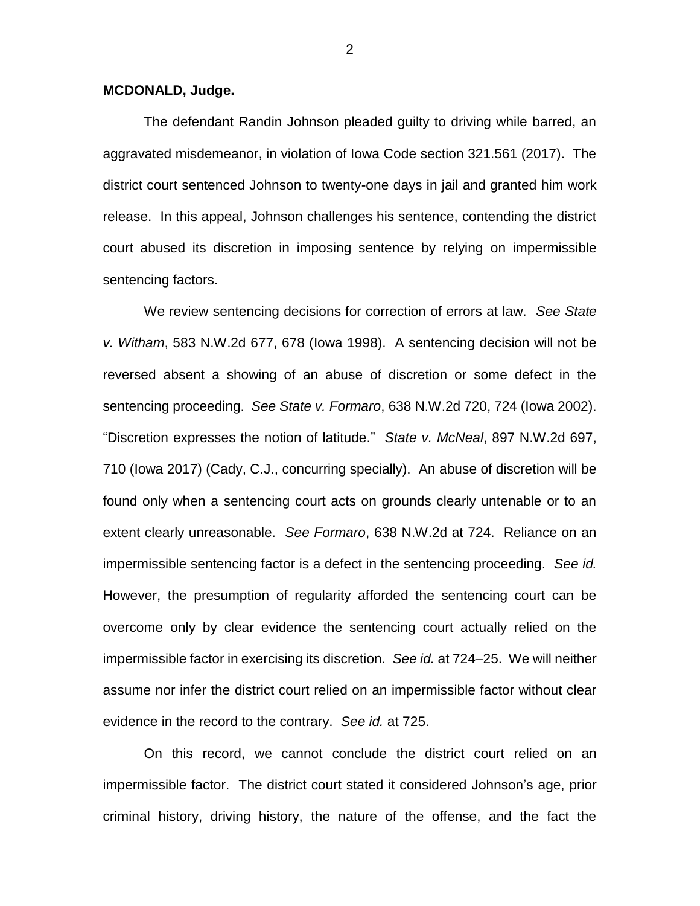**MCDONALD, Judge.**

The defendant Randin Johnson pleaded guilty to driving while barred, an aggravated misdemeanor, in violation of Iowa Code section 321.561 (2017). The district court sentenced Johnson to twenty-one days in jail and granted him work release. In this appeal, Johnson challenges his sentence, contending the district court abused its discretion in imposing sentence by relying on impermissible sentencing factors.

We review sentencing decisions for correction of errors at law. *See State v. Witham*, 583 N.W.2d 677, 678 (Iowa 1998). A sentencing decision will not be reversed absent a showing of an abuse of discretion or some defect in the sentencing proceeding. *See State v. Formaro*, 638 N.W.2d 720, 724 (Iowa 2002). "Discretion expresses the notion of latitude." *State v. McNeal*, 897 N.W.2d 697, 710 (Iowa 2017) (Cady, C.J., concurring specially). An abuse of discretion will be found only when a sentencing court acts on grounds clearly untenable or to an extent clearly unreasonable. *See Formaro*, 638 N.W.2d at 724. Reliance on an impermissible sentencing factor is a defect in the sentencing proceeding. *See id.* However, the presumption of regularity afforded the sentencing court can be overcome only by clear evidence the sentencing court actually relied on the impermissible factor in exercising its discretion. *See id.* at 724–25. We will neither assume nor infer the district court relied on an impermissible factor without clear evidence in the record to the contrary. *See id.* at 725.

On this record, we cannot conclude the district court relied on an impermissible factor. The district court stated it considered Johnson's age, prior criminal history, driving history, the nature of the offense, and the fact the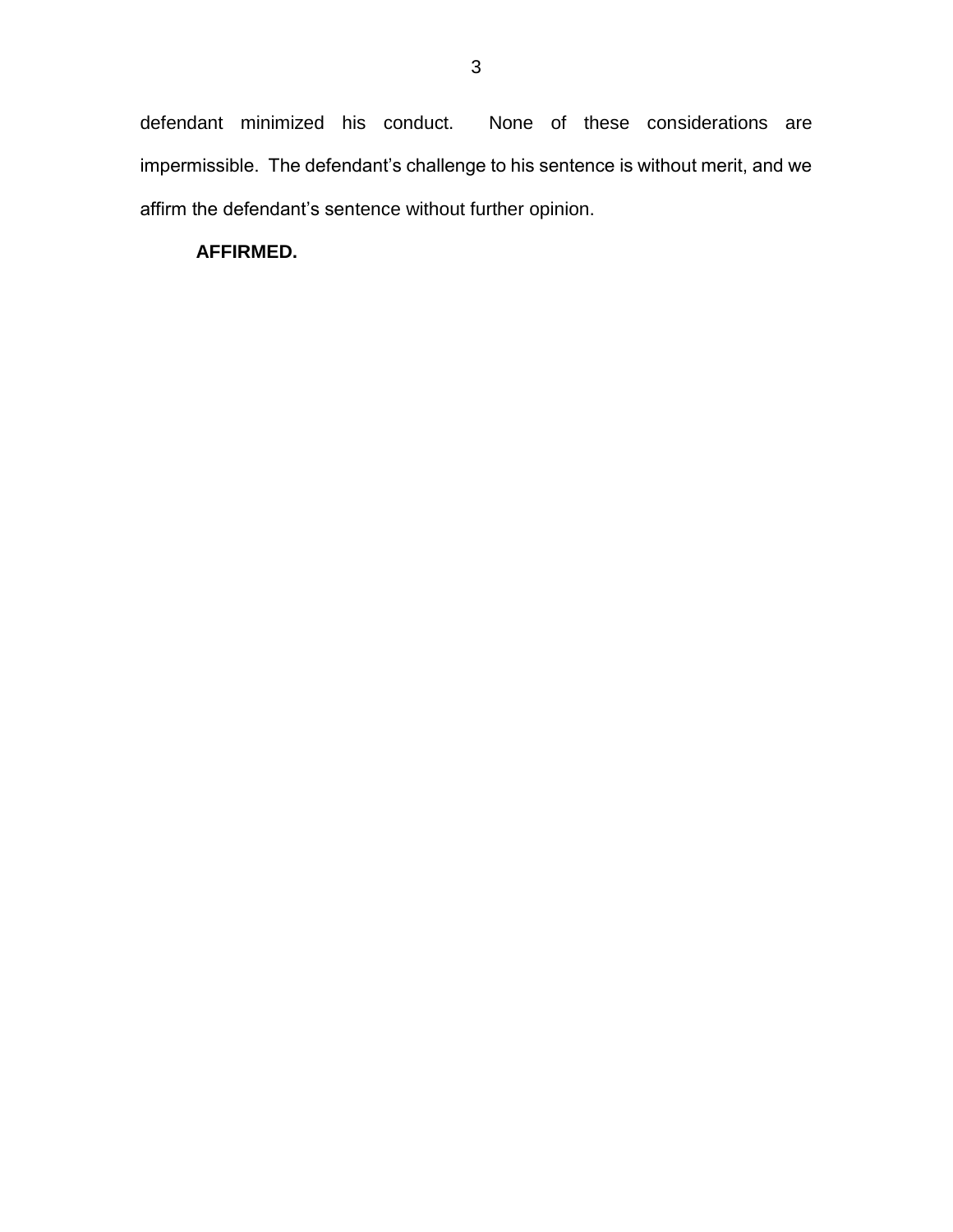defendant minimized his conduct. None of these considerations are impermissible. The defendant's challenge to his sentence is without merit, and we affirm the defendant's sentence without further opinion.

**AFFIRMED.**